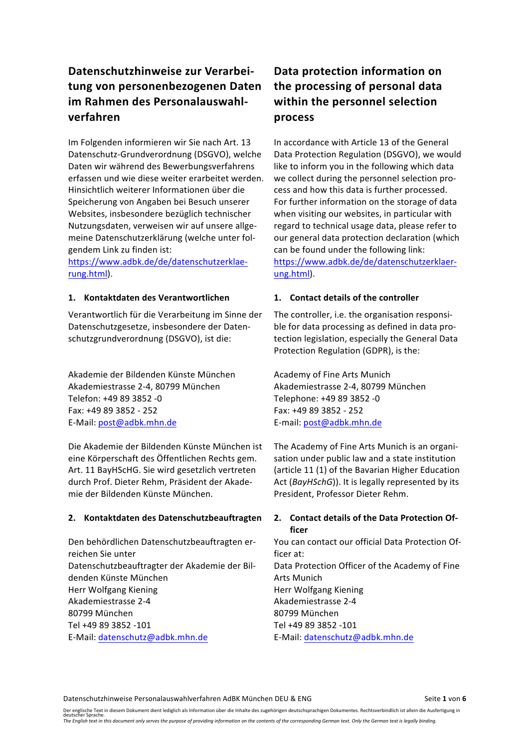# Datenschutzhinweise zur Verarbeitung von personenbezogenen Daten im Rahmen des Personalauswahlverfahren

Im Folgenden informieren wir Sie nach Art. 13 Datenschutz-Grundverordnung (DSGVO), welche Daten wir während des Bewerbungsverfahrens erfassen und wie diese weiter erarbeitet werden. Hinsichtlich weiterer Informationen über die Speicherung von Angaben bei Besuch unserer Websites, insbesondere bezüglich technischer Nutzungsdaten, verweisen wir auf unsere allgemeine Datenschutzerklärung (welche unter folgendem Link zu finden ist: https://www.adbk.de/de/datenschutzerklaerung.html).

## 1. Kontaktdaten des Verantwortlichen

Verantwortlich für die Verarbeitung im Sinne der Datenschutzgesetze, insbesondere der Datenschutzgrundverordnung (DSGVO), ist die:

Akademie der Bildenden Künste München
Akademiestrasse 2-4, 80799 München
Telefon: +49 89 3852 -0
Fax: +49 89 3852 - 252
E-Mail: post@adbk.mhn.de

Die Akademie der Bildenden Künste München ist eine Körperschaft des Öffentlichen Rechts gem. Art. 11 BayHScHG. Sie wird gesetzlich vertreten durch Prof. Dieter Rehm, Präsident der Akademie der Bildenden Künste München.

## 2. Kontaktdaten des Datenschutzbeauftragten

Den behördlichen Datenschutzbeauftragten erreichen Sie unter
Datenschutzbeauftragter der Akademie der Bildenden Künste München
Herr Wolfgang Kiening
Akademiestrasse 2-4
80799 München
Tel +49 89 3852 -101
E-Mail: datenschutz@adbk.mhn.de

# Data protection information on the processing of personal data within the personnel selection process

In accordance with Article 13 of the General Data Protection Regulation (DSGVO), we would like to inform you in the following which data we collect during the personnel selection process and how this data is further processed. For further information on the storage of data when visiting our websites, in particular with regard to technical usage data, please refer to our general data protection declaration (which can be found under the following link: https://www.adbk.de/de/datenschutzerklaerung.html).

## 1. Contact details of the controller

The controller, i.e. the organisation responsible for data processing as defined in data protection legislation, especially the General Data Protection Regulation (GDPR), is the:

Academy of Fine Arts Munich
Akademiestrasse 2-4, 80799 München
Telephone: +49 89 3852 -0
Fax: +49 89 3852 - 252
E-mail: post@adbk.mhn.de

The Academy of Fine Arts Munich is an organisation under public law and a state institution (article 11 (1) of the Bavarian Higher Education Act (*BayHSchG*)). It is legally represented by its President, Professor Dieter Rehm.

## 2. Contact details of the Data Protection Officer

You can contact our official Data Protection Officer at:
Data Protection Officer of the Academy of Fine Arts Munich
Herr Wolfgang Kiening
Akademiestrasse 2-4
80799 München
Tel +49 89 3852 -101
E-Mail: datenschutz@adbk.mhn.de

Der englische Text in diesem Dokument dient lediglich als Information über die Inhalte des zugehörigen deutschsprachigen Dokumentes. Rechtsverbindlich ist allein die Ausfertigung in deutscher Sprache.
*The English text in this document only serves the purpose of providing information on the contents of the corresponding German text. Only the German text is legally binding.*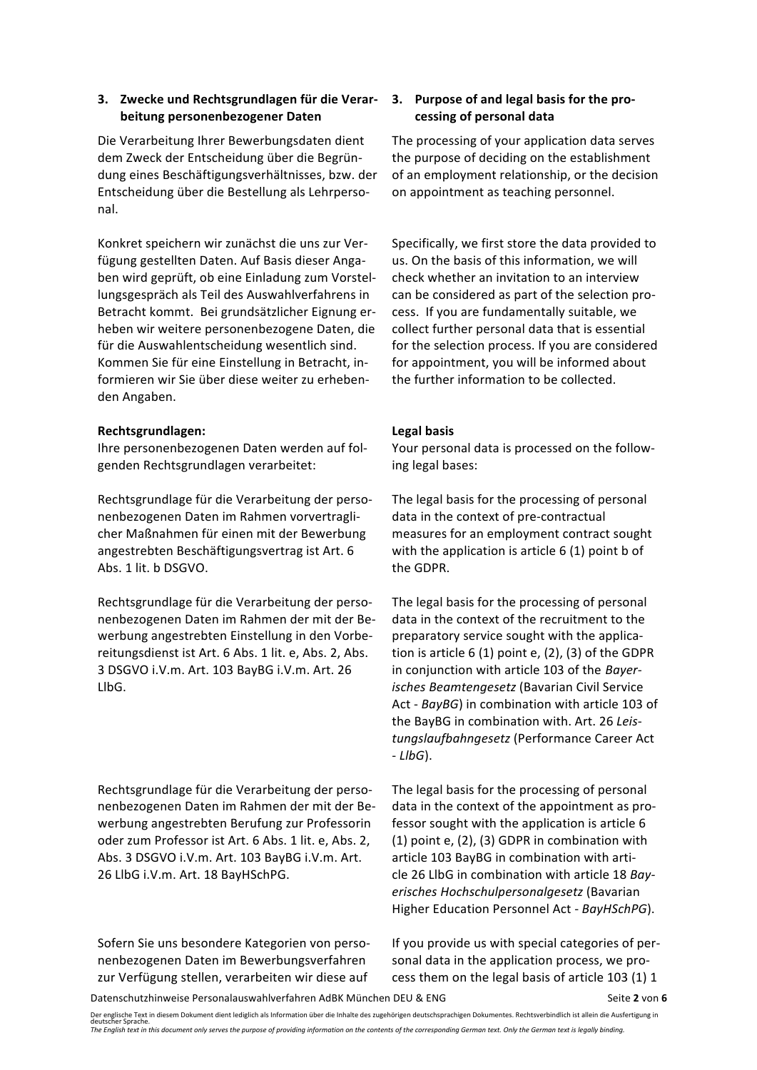## 3. Zwecke und Rechtsgrundlagen für die Verarbeitung personenbezogener Daten

Die Verarbeitung Ihrer Bewerbungsdaten dient dem Zweck der Entscheidung über die Begründung eines Beschäftigungsverhältnisses, bzw. der Entscheidung über die Bestellung als Lehrpersonal.

Konkret speichern wir zunächst die uns zur Verfügung gestellten Daten. Auf Basis dieser Angaben wird geprüft, ob eine Einladung zum Vorstellungsgespräch als Teil des Auswahlverfahrens in Betracht kommt. Bei grundsätzlicher Eignung erheben wir weitere personenbezogene Daten, die für die Auswahlentscheidung wesentlich sind. Kommen Sie für eine Einstellung in Betracht, informieren wir Sie über diese weiter zu erhebenden Angaben.

**Rechtsgrundlagen:**

Ihre personenbezogenen Daten werden auf folgenden Rechtsgrundlagen verarbeitet:

Rechtsgrundlage für die Verarbeitung der personenbezogenen Daten im Rahmen vorvertraglicher Maßnahmen für einen mit der Bewerbung angestrebten Beschäftigungsvertrag ist Art. 6 Abs. 1 lit. b DSGVO.

Rechtsgrundlage für die Verarbeitung der personenbezogenen Daten im Rahmen der mit der Bewerbung angestrebten Einstellung in den Vorbereitungsdienst ist Art. 6 Abs. 1 lit. e, Abs. 2, Abs. 3 DSGVO i.V.m. Art. 103 BayBG i.V.m. Art. 26 LlbG.

Rechtsgrundlage für die Verarbeitung der personenbezogenen Daten im Rahmen der mit der Bewerbung angestrebten Berufung zur Professorin oder zum Professor ist Art. 6 Abs. 1 lit. e, Abs. 2, Abs. 3 DSGVO i.V.m. Art. 103 BayBG i.V.m. Art. 26 LlbG i.V.m. Art. 18 BayHSchPG.

Sofern Sie uns besondere Kategorien von personenbezogenen Daten im Bewerbungsverfahren zur Verfügung stellen, verarbeiten wir diese auf

## 3. Purpose of and legal basis for the processing of personal data

The processing of your application data serves the purpose of deciding on the establishment of an employment relationship, or the decision on appointment as teaching personnel.

Specifically, we first store the data provided to us. On the basis of this information, we will check whether an invitation to an interview can be considered as part of the selection process. If you are fundamentally suitable, we collect further personal data that is essential for the selection process. If you are considered for appointment, you will be informed about the further information to be collected.

**Legal basis**

Your personal data is processed on the following legal bases:

The legal basis for the processing of personal data in the context of pre-contractual measures for an employment contract sought with the application is article 6 (1) point b of the GDPR.

The legal basis for the processing of personal data in the context of the recruitment to the preparatory service sought with the application is article 6 (1) point e, (2), (3) of the GDPR in conjunction with article 103 of the *Bayerisches Beamtengesetz* (Bavarian Civil Service Act - *BayBG*) in combination with article 103 of the BayBG in combination with. Art. 26 *Leistungslaufbahngesetz* (Performance Career Act - *LlbG*).

The legal basis for the processing of personal data in the context of the appointment as professor sought with the application is article 6 (1) point e, (2), (3) GDPR in combination with article 103 BayBG in combination with article 26 LlbG in combination with article 18 *Bayerisches Hochschulpersonalgesetz* (Bavarian Higher Education Personnel Act - *BayHSchPG*).

If you provide us with special categories of personal data in the application process, we process them on the legal basis of article 103 (1) 1

Der englische Text in diesem Dokument dient lediglich als Information über die Inhalte des zugehörigen deutschsprachigen Dokumentes. Rechtsverbindlich ist allein die Ausfertigung in deutscher Sprache.
*The English text in this document only serves the purpose of providing information on the contents of the corresponding German text. Only the German text is legally binding.*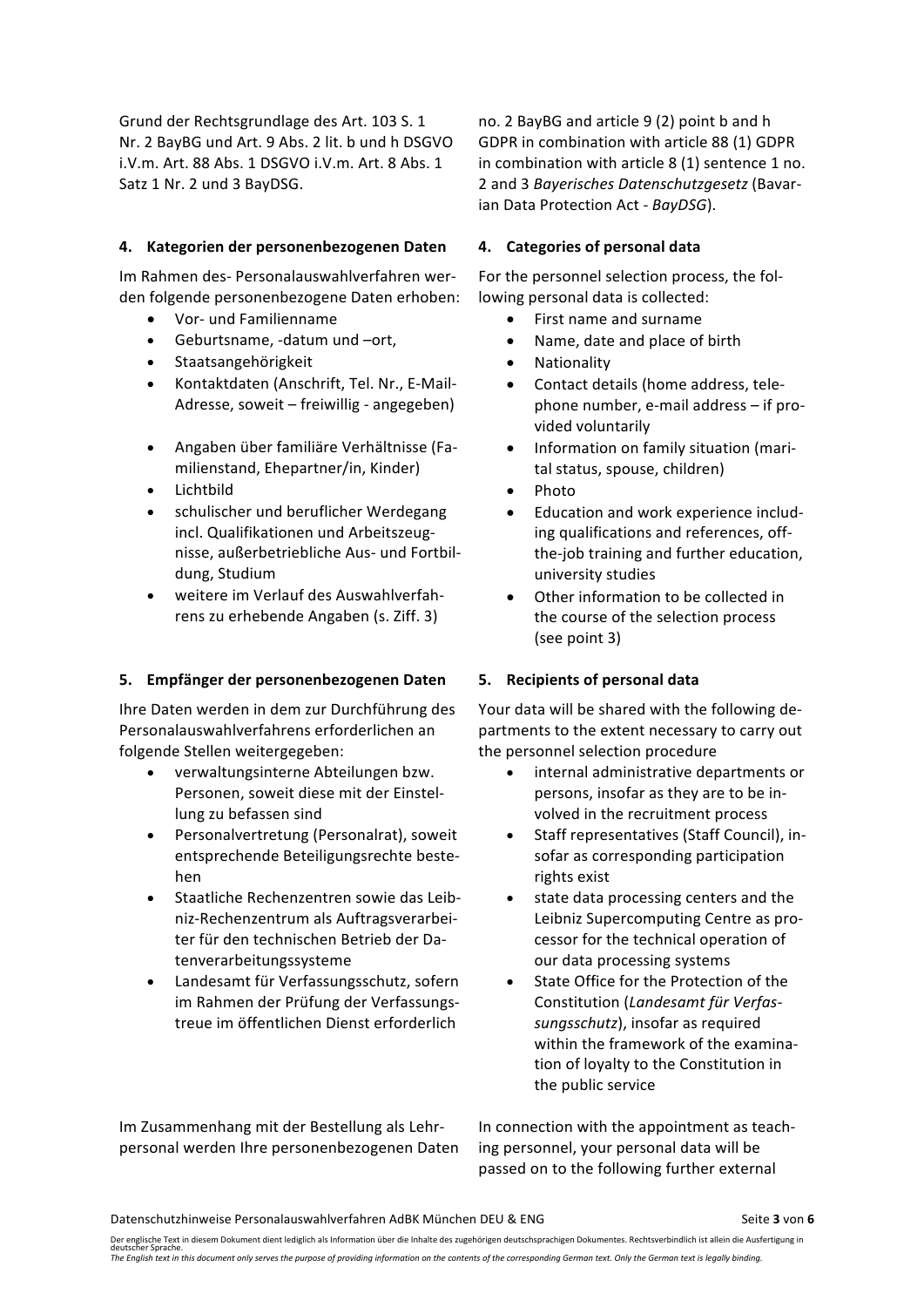Grund der Rechtsgrundlage des Art. 103 S. 1 Nr. 2 BayBG und Art. 9 Abs. 2 lit. b und h DSGVO i.V.m. Art. 88 Abs. 1 DSGVO i.V.m. Art. 8 Abs. 1 Satz 1 Nr. 2 und 3 BayDSG.

no. 2 BayBG and article 9 (2) point b and h GDPR in combination with article 88 (1) GDPR in combination with article 8 (1) sentence 1 no. 2 and 3 *Bayerisches Datenschutzgesetz* (Bavarian Data Protection Act - *BayDSG*).

#### 4. Kategorien der personenbezogenen Daten

Im Rahmen des- Personalauswahlverfahren werden folgende personenbezogene Daten erhoben:

- Vor- und Familienname
- Geburtsname, -datum und –ort,
- Staatsangehörigkeit
- Kontaktdaten (Anschrift, Tel. Nr., E-Mail-Adresse, soweit – freiwillig - angegeben)
- Angaben über familiäre Verhältnisse (Familienstand, Ehepartner/in, Kinder)
- Lichtbild
- schulischer und beruflicher Werdegang incl. Qualifikationen und Arbeitszeugnisse, außerbetriebliche Aus- und Fortbildung, Studium
- weitere im Verlauf des Auswahlverfahrens zu erhebende Angaben (s. Ziff. 3)

#### 4. Categories of personal data

For the personnel selection process, the following personal data is collected:

- First name and surname
- Name, date and place of birth
- Nationality
- Contact details (home address, telephone number, e-mail address – if provided voluntarily
- Information on family situation (marital status, spouse, children)
- Photo
- Education and work experience including qualifications and references, off-the-job training and further education, university studies
- Other information to be collected in the course of the selection process (see point 3)

#### 5. Empfänger der personenbezogenen Daten

Ihre Daten werden in dem zur Durchführung des Personalauswahlverfahrens erforderlichen an folgende Stellen weitergegeben:

- verwaltungsinterne Abteilungen bzw. Personen, soweit diese mit der Einstellung zu befassen sind
- Personalvertretung (Personalrat), soweit entsprechende Beteiligungsrechte bestehen
- Staatliche Rechenzentren sowie das Leibniz-Rechenzentrum als Auftragsverarbeiter für den technischen Betrieb der Datenverarbeitungssysteme
- Landesamt für Verfassungsschutz, sofern im Rahmen der Prüfung der Verfassungstreue im öffentlichen Dienst erforderlich

#### 5. Recipients of personal data

Your data will be shared with the following departments to the extent necessary to carry out the personnel selection procedure

- internal administrative departments or persons, insofar as they are to be involved in the recruitment process
- Staff representatives (Staff Council), insofar as corresponding participation rights exist
- state data processing centers and the Leibniz Supercomputing Centre as processor for the technical operation of our data processing systems
- State Office for the Protection of the Constitution (*Landesamt für Verfassungsschutz*), insofar as required within the framework of the examination of loyalty to the Constitution in the public service

Im Zusammenhang mit der Bestellung als Lehrpersonal werden Ihre personenbezogenen Daten

In connection with the appointment as teaching personnel, your personal data will be passed on to the following further external

Der englische Text in diesem Dokument dient lediglich als Information über die Inhalte des zugehörigen deutschsprachigen Dokumentes. Rechtsverbindlich ist allein die Ausfertigung in deutscher Sprache.
*The English text in this document only serves the purpose of providing information on the contents of the corresponding German text. Only the German text is legally binding.*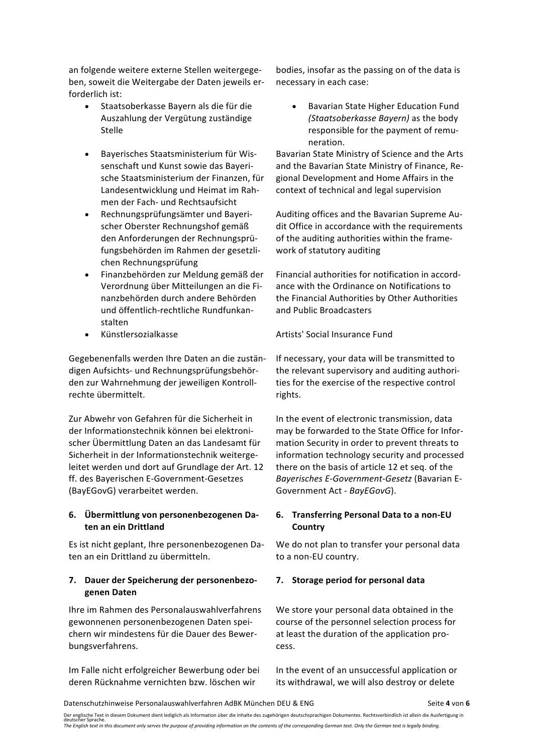an folgende weitere externe Stellen weitergegeben, soweit die Weitergabe der Daten jeweils erforderlich ist:

- Staatsoberkasse Bayern als die für die Auszahlung der Vergütung zuständige Stelle
- Bayerisches Staatsministerium für Wissenschaft und Kunst sowie das Bayerische Staatsministerium der Finanzen, für Landesentwicklung und Heimat im Rahmen der Fach- und Rechtsaufsicht
- Rechnungsprüfungsämter und Bayerischer Oberster Rechnungshof gemäß den Anforderungen der Rechnungsprüfungsbehörden im Rahmen der gesetzlichen Rechnungsprüfung
- Finanzbehörden zur Meldung gemäß der Verordnung über Mitteilungen an die Finanzbehörden durch andere Behörden und öffentlich-rechtliche Rundfunkanstalten
- Künstlersozialkasse

bodies, insofar as the passing on of the data is necessary in each case:

- Bavarian State Higher Education Fund *(Staatsoberkasse Bayern)* as the body responsible for the payment of remuneration.

Bavarian State Ministry of Science and the Arts and the Bavarian State Ministry of Finance, Regional Development and Home Affairs in the context of technical and legal supervision

Auditing offices and the Bavarian Supreme Audit Office in accordance with the requirements of the auditing authorities within the framework of statutory auditing

Financial authorities for notification in accordance with the Ordinance on Notifications to the Financial Authorities by Other Authorities and Public Broadcasters

Artists' Social Insurance Fund

Gegebenenfalls werden Ihre Daten an die zuständigen Aufsichts- und Rechnungsprüfungsbehörden zur Wahrnehmung der jeweiligen Kontrollrechte übermittelt.

If necessary, your data will be transmitted to the relevant supervisory and auditing authorities for the exercise of the respective control rights.

Zur Abwehr von Gefahren für die Sicherheit in der Informationstechnik können bei elektronischer Übermittlung Daten an das Landesamt für Sicherheit in der Informationstechnik weitergeleitet werden und dort auf Grundlage der Art. 12 ff. des Bayerischen E-Government-Gesetzes (BayEGovG) verarbeitet werden.

In the event of electronic transmission, data may be forwarded to the State Office for Information Security in order to prevent threats to information technology security and processed there on the basis of article 12 et seq. of the *Bayerisches E-Government-Gesetz* (Bavarian E-Government Act - *BayEGovG*).

## 6. Übermittlung von personenbezogenen Daten an ein Drittland

Es ist nicht geplant, Ihre personenbezogenen Daten an ein Drittland zu übermitteln.

## 6. Transferring Personal Data to a non-EU Country

We do not plan to transfer your personal data to a non-EU country.

## 7. Dauer der Speicherung der personenbezogenen Daten

Ihre im Rahmen des Personalauswahlverfahrens gewonnenen personenbezogenen Daten speichern wir mindestens für die Dauer des Bewerbungsverfahrens.

Im Falle nicht erfolgreicher Bewerbung oder bei deren Rücknahme vernichten bzw. löschen wir

## 7. Storage period for personal data

We store your personal data obtained in the course of the personnel selection process for at least the duration of the application process.

In the event of an unsuccessful application or its withdrawal, we will also destroy or delete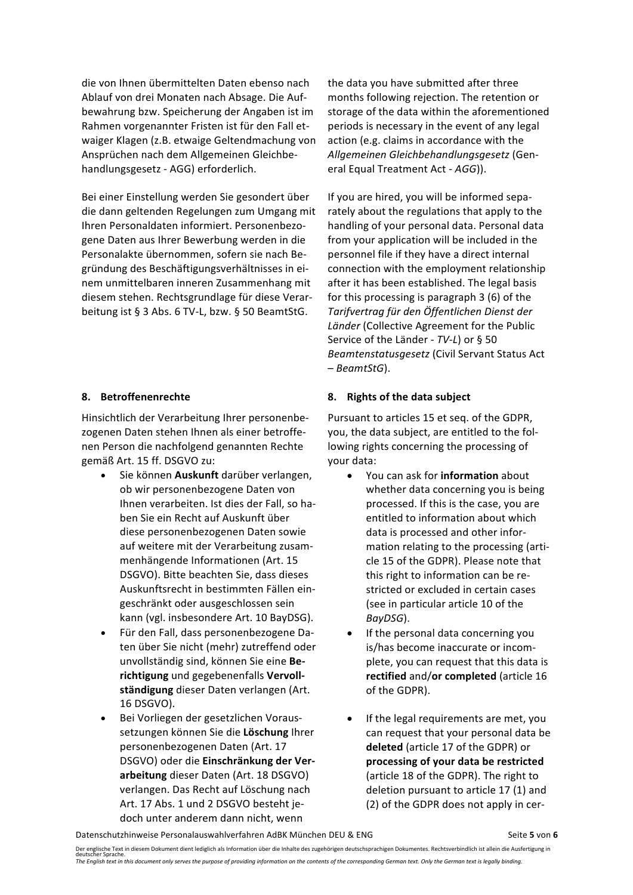die von Ihnen übermittelten Daten ebenso nach Ablauf von drei Monaten nach Absage. Die Aufbewahrung bzw. Speicherung der Angaben ist im Rahmen vorgenannter Fristen ist für den Fall etwaiger Klagen (z.B. etwaige Geltendmachung von Ansprüchen nach dem Allgemeinen Gleichbehandlungsgesetz - AGG) erforderlich.

Bei einer Einstellung werden Sie gesondert über die dann geltenden Regelungen zum Umgang mit Ihren Personaldaten informiert. Personenbezogene Daten aus Ihrer Bewerbung werden in die Personalakte übernommen, sofern sie nach Begründung des Beschäftigungsverhältnisses in einem unmittelbaren inneren Zusammenhang mit diesem stehen. Rechtsgrundlage für diese Verarbeitung ist § 3 Abs. 6 TV-L, bzw. § 50 BeamtStG.

the data you have submitted after three months following rejection. The retention or storage of the data within the aforementioned periods is necessary in the event of any legal action (e.g. claims in accordance with the *Allgemeinen Gleichbehandlungsgesetz* (General Equal Treatment Act - *AGG*)).

If you are hired, you will be informed separately about the regulations that apply to the handling of your personal data. Personal data from your application will be included in the personnel file if they have a direct internal connection with the employment relationship after it has been established. The legal basis for this processing is paragraph 3 (6) of the *Tarifvertrag für den Öffentlichen Dienst der Länder* (Collective Agreement for the Public Service of the Länder - *TV-L*) or § 50 *Beamtenstatusgesetz* (Civil Servant Status Act – *BeamtStG*).

## 8. Betroffenenrechte

Hinsichtlich der Verarbeitung Ihrer personenbezogenen Daten stehen Ihnen als einer betroffenen Person die nachfolgend genannten Rechte gemäß Art. 15 ff. DSGVO zu:

- Sie können **Auskunft** darüber verlangen, ob wir personenbezogene Daten von Ihnen verarbeiten. Ist dies der Fall, so haben Sie ein Recht auf Auskunft über diese personenbezogenen Daten sowie auf weitere mit der Verarbeitung zusammenhängende Informationen (Art. 15 DSGVO). Bitte beachten Sie, dass dieses Auskunftsrecht in bestimmten Fällen eingeschränkt oder ausgeschlossen sein kann (vgl. insbesondere Art. 10 BayDSG).
- Für den Fall, dass personenbezogene Daten über Sie nicht (mehr) zutreffend oder unvollständig sind, können Sie eine **Berichtigung** und gegebenenfalls **Vervollständigung** dieser Daten verlangen (Art. 16 DSGVO).
- Bei Vorliegen der gesetzlichen Voraussetzungen können Sie die **Löschung** Ihrer personenbezogenen Daten (Art. 17 DSGVO) oder die **Einschränkung der Verarbeitung** dieser Daten (Art. 18 DSGVO) verlangen. Das Recht auf Löschung nach Art. 17 Abs. 1 und 2 DSGVO besteht jedoch unter anderem dann nicht, wenn

## 8. Rights of the data subject

Pursuant to articles 15 et seq. of the GDPR, you, the data subject, are entitled to the following rights concerning the processing of your data:

- You can ask for **information** about whether data concerning you is being processed. If this is the case, you are entitled to information about which data is processed and other information relating to the processing (article 15 of the GDPR). Please note that this right to information can be restricted or excluded in certain cases (see in particular article 10 of the *BayDSG*).
- If the personal data concerning you is/has become inaccurate or incomplete, you can request that this data is **rectified** and/**or completed** (article 16 of the GDPR).
- If the legal requirements are met, you can request that your personal data be **deleted** (article 17 of the GDPR) or **processing of your data be restricted** (article 18 of the GDPR). The right to deletion pursuant to article 17 (1) and (2) of the GDPR does not apply in cer-

Der englische Text in diesem Dokument dient lediglich als Information über die Inhalte des zugehörigen deutschsprachigen Dokumentes. Rechtsverbindlich ist allein die Ausfertigung in deutscher Sprache.
*The English text in this document only serves the purpose of providing information on the contents of the corresponding German text. Only the German text is legally binding.*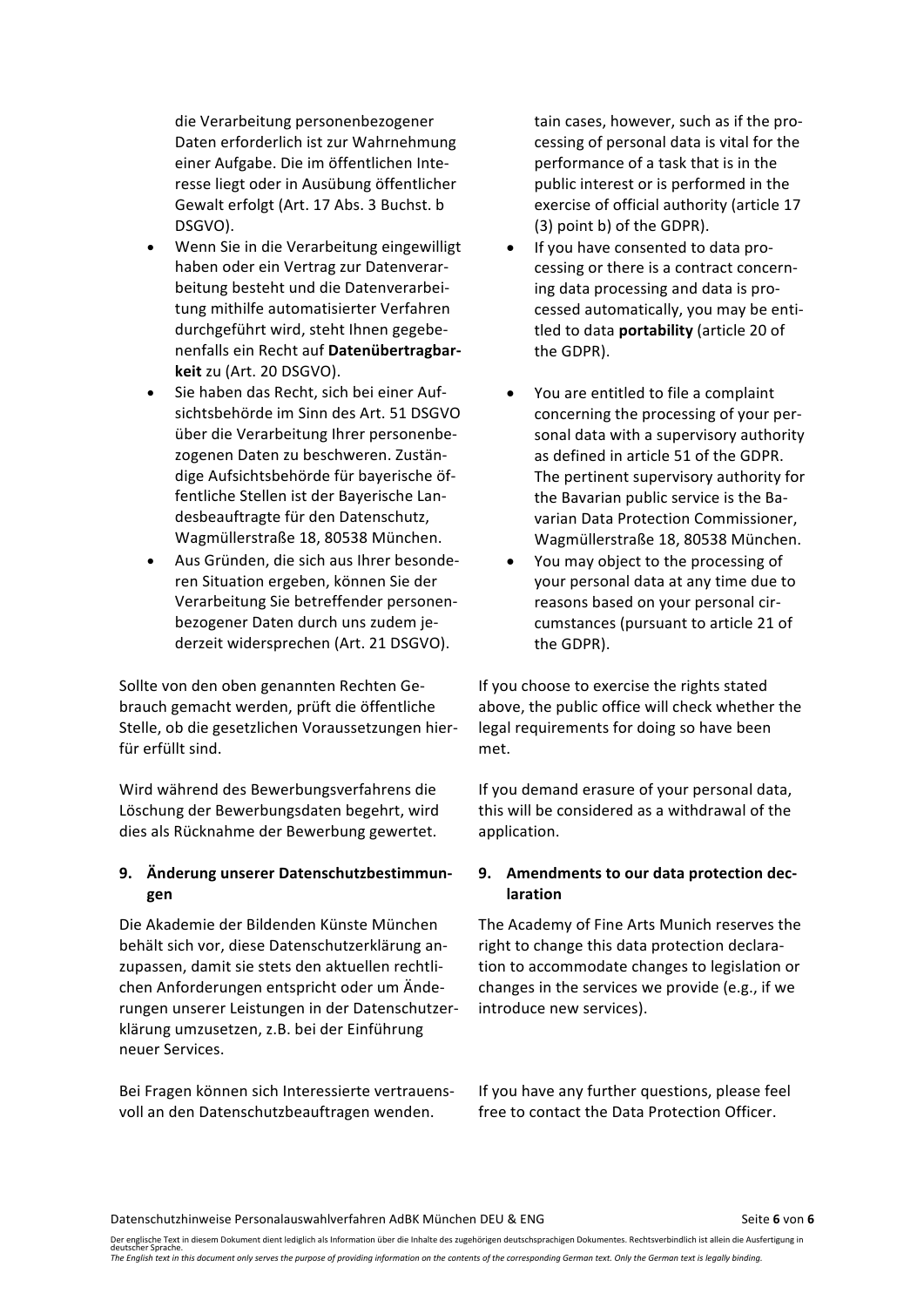die Verarbeitung personenbezogener Daten erforderlich ist zur Wahrnehmung einer Aufgabe. Die im öffentlichen Interesse liegt oder in Ausübung öffentlicher Gewalt erfolgt (Art. 17 Abs. 3 Buchst. b DSGVO).

- Wenn Sie in die Verarbeitung eingewilligt haben oder ein Vertrag zur Datenverarbeitung besteht und die Datenverarbeitung mithilfe automatisierter Verfahren durchgeführt wird, steht Ihnen gegebenenfalls ein Recht auf **Datenübertragbarkeit** zu (Art. 20 DSGVO).
- Sie haben das Recht, sich bei einer Aufsichtsbehörde im Sinn des Art. 51 DSGVO über die Verarbeitung Ihrer personenbezogenen Daten zu beschweren. Zuständige Aufsichtsbehörde für bayerische öffentliche Stellen ist der Bayerische Landesbeauftragte für den Datenschutz, Wagmüllerstraße 18, 80538 München.
- Aus Gründen, die sich aus Ihrer besonderen Situation ergeben, können Sie der Verarbeitung Sie betreffender personenbezogener Daten durch uns zudem jederzeit widersprechen (Art. 21 DSGVO).

Sollte von den oben genannten Rechten Gebrauch gemacht werden, prüft die öffentliche Stelle, ob die gesetzlichen Voraussetzungen hierfür erfüllt sind.

Wird während des Bewerbungsverfahrens die Löschung der Bewerbungsdaten begehrt, wird dies als Rücknahme der Bewerbung gewertet.

## 9. Änderung unserer Datenschutzbestimmungen

Die Akademie der Bildenden Künste München behält sich vor, diese Datenschutzerklärung anzupassen, damit sie stets den aktuellen rechtlichen Anforderungen entspricht oder um Änderungen unserer Leistungen in der Datenschutzerklärung umzusetzen, z.B. bei der Einführung neuer Services.

Bei Fragen können sich Interessierte vertrauensvoll an den Datenschutzbeauftragen wenden.

tain cases, however, such as if the processing of personal data is vital for the performance of a task that is in the public interest or is performed in the exercise of official authority (article 17 (3) point b) of the GDPR).

- If you have consented to data processing or there is a contract concerning data processing and data is processed automatically, you may be entitled to data **portability** (article 20 of the GDPR).
- You are entitled to file a complaint concerning the processing of your personal data with a supervisory authority as defined in article 51 of the GDPR. The pertinent supervisory authority for the Bavarian public service is the Bavarian Data Protection Commissioner, Wagmüllerstraße 18, 80538 München.
- You may object to the processing of your personal data at any time due to reasons based on your personal circumstances (pursuant to article 21 of the GDPR).

If you choose to exercise the rights stated above, the public office will check whether the legal requirements for doing so have been met.

If you demand erasure of your personal data, this will be considered as a withdrawal of the application.

## 9. Amendments to our data protection declaration

The Academy of Fine Arts Munich reserves the right to change this data protection declaration to accommodate changes to legislation or changes in the services we provide (e.g., if we introduce new services).

If you have any further questions, please feel free to contact the Data Protection Officer.